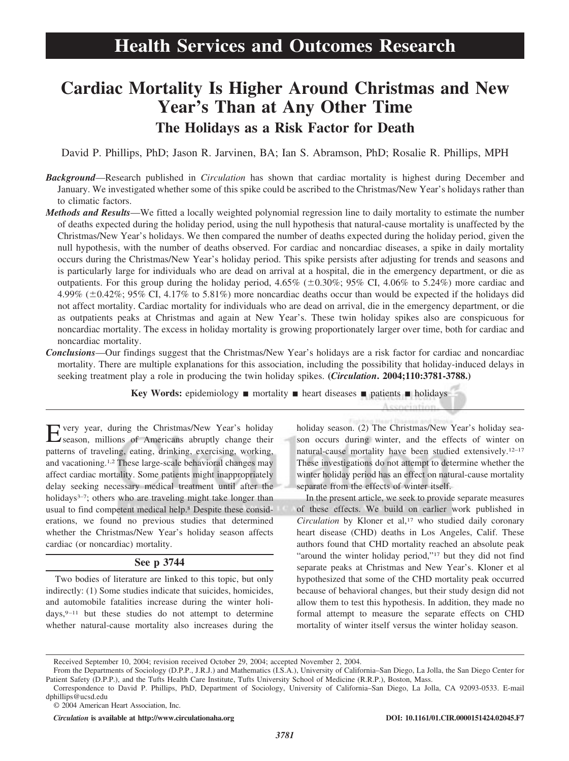# Health Services and Outcomes Research

# Cardiac Mortality Is Higher Around Christmas and New Year's Than at Any Other Time

## The Holidays as a Risk Factor for Death

David P. Phillips, PhD; Jason R. Jarvinen, BA; Ian S. Abramson, PhD; Rosalie R. Phillips, MPH

***Background***—Research published in *Circulation* has shown that cardiac mortality is highest during December and January. We investigated whether some of this spike could be ascribed to the Christmas/New Year's holidays rather than to climatic factors.

***Methods and Results***—We fitted a locally weighted polynomial regression line to daily mortality to estimate the number of deaths expected during the holiday period, using the null hypothesis that natural-cause mortality is unaffected by the Christmas/New Year's holidays. We then compared the number of deaths expected during the holiday period, given the null hypothesis, with the number of deaths observed. For cardiac and noncardiac diseases, a spike in daily mortality occurs during the Christmas/New Year's holiday period. This spike persists after adjusting for trends and seasons and is particularly large for individuals who are dead on arrival at a hospital, die in the emergency department, or die as outpatients. For this group during the holiday period, 4.65% (±0.30%; 95% CI, 4.06% to 5.24%) more cardiac and 4.99% (±0.42%; 95% CI, 4.17% to 5.81%) more noncardiac deaths occur than would be expected if the holidays did not affect mortality. Cardiac mortality for individuals who are dead on arrival, die in the emergency department, or die as outpatients peaks at Christmas and again at New Year's. These twin holiday spikes also are conspicuous for noncardiac mortality. The excess in holiday mortality is growing proportionately larger over time, both for cardiac and noncardiac mortality.

***Conclusions***—Our findings suggest that the Christmas/New Year's holidays are a risk factor for cardiac and noncardiac mortality. There are multiple explanations for this association, including the possibility that holiday-induced delays in seeking treatment play a role in producing the twin holiday spikes. **(*Circulation*. 2004;110:3781-3788.)**

**Key Words:** epidemiology ■ mortality ■ heart diseases ■ patients ■ holidays

Every year, during the Christmas/New Year's holiday season, millions of Americans abruptly change their patterns of traveling, eating, drinking, exercising, working, and vacationing.[1,2] These large-scale behavioral changes may affect cardiac mortality. Some patients might inappropriately delay seeking necessary medical treatment until after the holidays[3–7]; others who are traveling might take longer than usual to find competent medical help.[8] Despite these considerations, we found no previous studies that determined whether the Christmas/New Year's holiday season affects cardiac (or noncardiac) mortality.

**See p 3744**

Two bodies of literature are linked to this topic, but only indirectly: (1) Some studies indicate that suicides, homicides, and automobile fatalities increase during the winter holidays,[9–11] but these studies do not attempt to determine whether natural-cause mortality also increases during the holiday season. (2) The Christmas/New Year's holiday season occurs during winter, and the effects of winter on natural-cause mortality have been studied extensively.[12–17] These investigations do not attempt to determine whether the winter holiday period has an effect on natural-cause mortality separate from the effects of winter itself.

In the present article, we seek to provide separate measures of these effects. We build on earlier work published in *Circulation* by Kloner et al,[17] who studied daily coronary heart disease (CHD) deaths in Los Angeles, Calif. These authors found that CHD mortality reached an absolute peak "around the winter holiday period,"[17] but they did not find separate peaks at Christmas and New Year's. Kloner et al hypothesized that some of the CHD mortality peak occurred because of behavioral changes, but their study design did not allow them to test this hypothesis. In addition, they made no formal attempt to measure the separate effects on CHD mortality of winter itself versus the winter holiday season.

Received September 10, 2004; revision received October 29, 2004; accepted November 2, 2004.

From the Departments of Sociology (D.P.P., J.R.J.) and Mathematics (I.S.A.), University of California–San Diego, La Jolla, the San Diego Center for Patient Safety (D.P.P.), and the Tufts Health Care Institute, Tufts University School of Medicine (R.R.P.), Boston, Mass.

Correspondence to David P. Phillips, PhD, Department of Sociology, University of California–San Diego, La Jolla, CA 92093-0533. E-mail dphillips@ucsd.edu

© 2004 American Heart Association, Inc.

*Circulation* is available at http://www.circulationaha.org

DOI: 10.1161/01.CIR.0000151424.02045.F7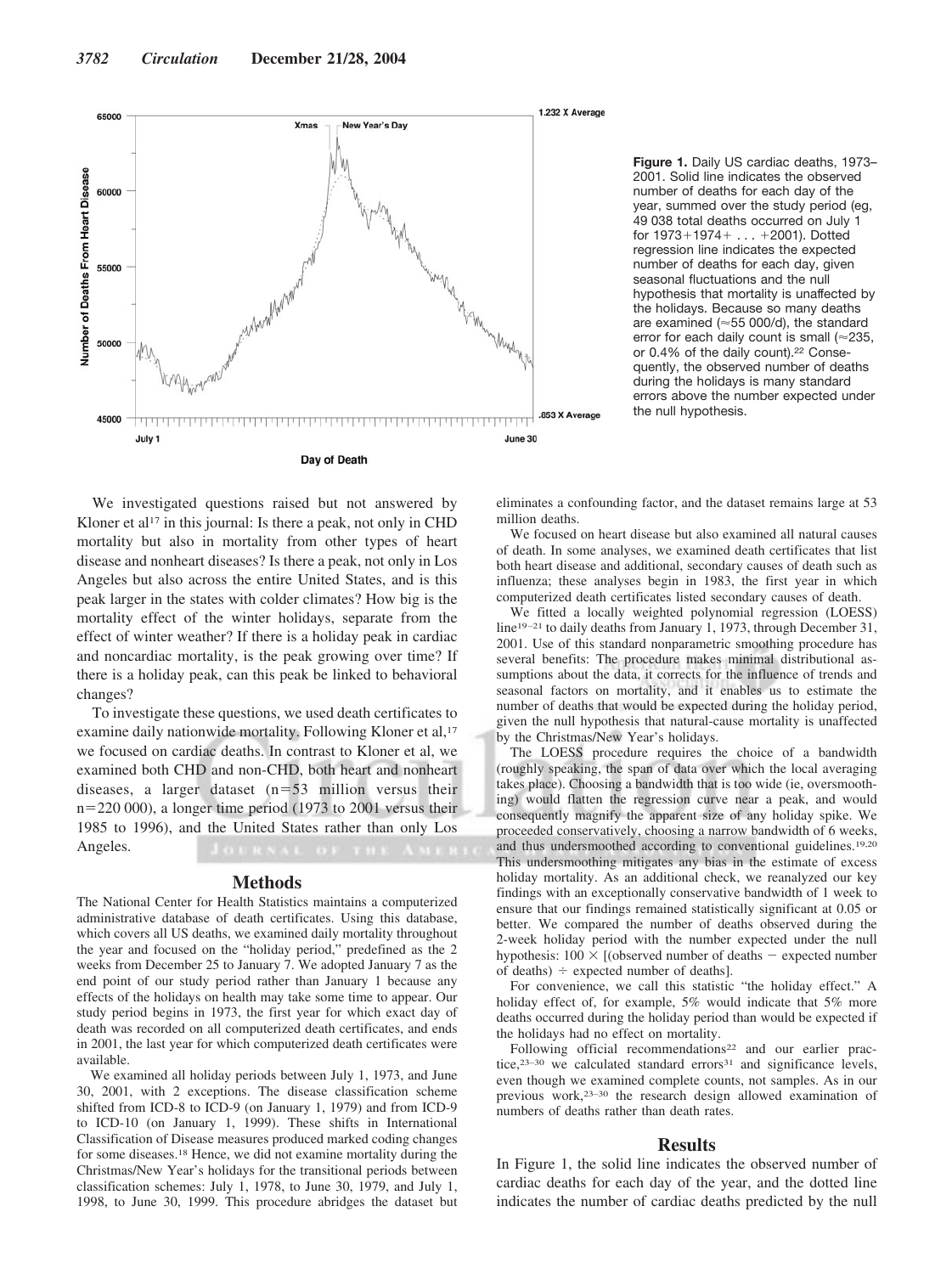Figure 1. Daily US cardiac deaths, 1973–2001. Solid line indicates the observed number of deaths for each day of the year, summed over the study period (eg, 49 038 total deaths occurred on July 1 for 1973+1974+ . . . +2001). Dotted regression line indicates the expected number of deaths for each day, given seasonal fluctuations and the null hypothesis that mortality is unaffected by the holidays. Because so many deaths are examined (≈55 000/d), the standard error for each daily count is small (≈235, or 0.4% of the daily count).[22] Consequently, the observed number of deaths during the holidays is many standard errors above the number expected under the null hypothesis.

We investigated questions raised but not answered by Kloner et al[17] in this journal: Is there a peak, not only in CHD mortality but also in mortality from other types of heart disease and nonheart diseases? Is there a peak, not only in Los Angeles but also across the entire United States, and is this peak larger in the states with colder climates? How big is the mortality effect of the winter holidays, separate from the effect of winter weather? If there is a holiday peak in cardiac and noncardiac mortality, is the peak growing over time? If there is a holiday peak, can this peak be linked to behavioral changes?

To investigate these questions, we used death certificates to examine daily nationwide mortality. Following Kloner et al,[17] we focused on cardiac deaths. In contrast to Kloner et al, we examined both CHD and non-CHD, both heart and nonheart diseases, a larger dataset ($n=53$ million versus their $n=220\,000$), a longer time period (1973 to 2001 versus their 1985 to 1996), and the United States rather than only Los Angeles.

## Methods

The National Center for Health Statistics maintains a computerized administrative database of death certificates. Using this database, which covers all US deaths, we examined daily mortality throughout the year and focused on the "holiday period," predefined as the 2 weeks from December 25 to January 7. We adopted January 7 as the end point of our study period rather than January 1 because any effects of the holidays on health may take some time to appear. Our study period begins in 1973, the first year for which exact day of death was recorded on all computerized death certificates, and ends in 2001, the last year for which computerized death certificates were available.

We examined all holiday periods between July 1, 1973, and June 30, 2001, with 2 exceptions. The disease classification scheme shifted from ICD-8 to ICD-9 (on January 1, 1979) and from ICD-9 to ICD-10 (on January 1, 1999). These shifts in International Classification of Disease measures produced marked coding changes for some diseases.[18] Hence, we did not examine mortality during the Christmas/New Year's holidays for the transitional periods between classification schemes: July 1, 1978, to June 30, 1979, and July 1, 1998, to June 30, 1999. This procedure abridges the dataset but eliminates a confounding factor, and the dataset remains large at 53 million deaths.

We focused on heart disease but also examined all natural causes of death. In some analyses, we examined death certificates that list both heart disease and additional, secondary causes of death such as influenza; these analyses begin in 1983, the first year in which computerized death certificates listed secondary causes of death.

We fitted a locally weighted polynomial regression (LOESS) line[19–21] to daily deaths from January 1, 1973, through December 31, 2001. Use of this standard nonparametric smoothing procedure has several benefits: The procedure makes minimal distributional assumptions about the data, it corrects for the influence of trends and seasonal factors on mortality, and it enables us to estimate the number of deaths that would be expected during the holiday period, given the null hypothesis that natural-cause mortality is unaffected by the Christmas/New Year's holidays.

The LOESS procedure requires the choice of a bandwidth (roughly speaking, the span of data over which the local averaging takes place). Choosing a bandwidth that is too wide (ie, oversmoothing) would flatten the regression curve near a peak, and would consequently magnify the apparent size of any holiday spike. We proceeded conservatively, choosing a narrow bandwidth of 6 weeks, and thus undersmoothed according to conventional guidelines.[19,20] This undersmoothing mitigates any bias in the estimate of excess holiday mortality. As an additional check, we reanalyzed our key findings with an exceptionally conservative bandwidth of 1 week to ensure that our findings remained statistically significant at 0.05 or better. We compared the number of deaths observed during the 2-week holiday period with the number expected under the null hypothesis: $100 \times$ [(observed number of deaths $-$ expected number of deaths) $\div$ expected number of deaths].

For convenience, we call this statistic "the holiday effect." A holiday effect of, for example, 5% would indicate that 5% more deaths occurred during the holiday period than would be expected if the holidays had no effect on mortality.

Following official recommendations[22] and our earlier practice,[23–30] we calculated standard errors[31] and significance levels, even though we examined complete counts, not samples. As in our previous work,[23–30] the research design allowed examination of numbers of deaths rather than death rates.

## Results

In Figure 1, the solid line indicates the observed number of cardiac deaths for each day of the year, and the dotted line indicates the number of cardiac deaths predicted by the null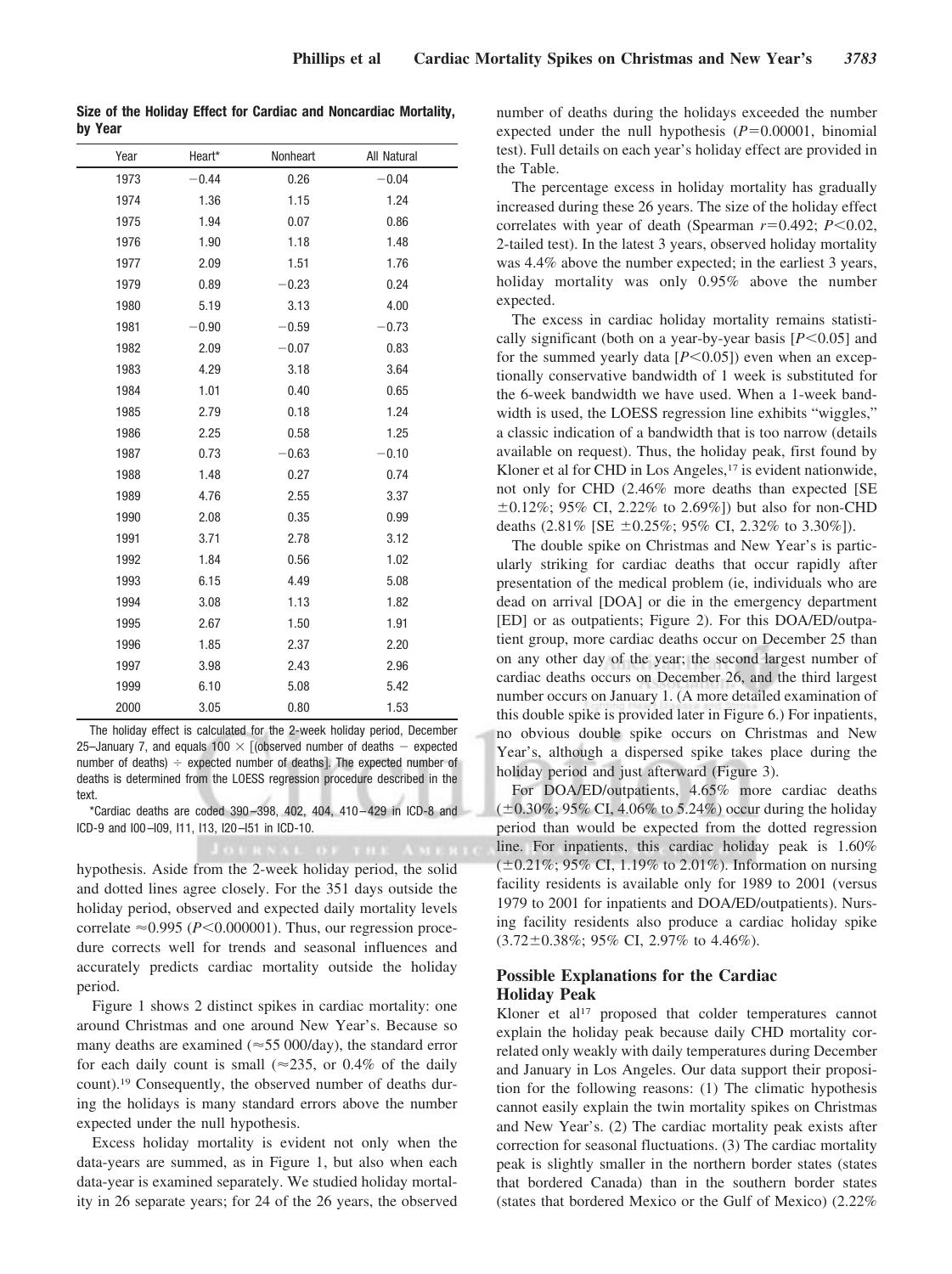**Size of the Holiday Effect for Cardiac and Noncardiac Mortality, by Year**

| Year | Heart* | Nonheart | All Natural |
|---|---|---|---|
| 1973 | −0.44 | 0.26 | −0.04 |
| 1974 | 1.36 | 1.15 | 1.24 |
| 1975 | 1.94 | 0.07 | 0.86 |
| 1976 | 1.90 | 1.18 | 1.48 |
| 1977 | 2.09 | 1.51 | 1.76 |
| 1979 | 0.89 | −0.23 | 0.24 |
| 1980 | 5.19 | 3.13 | 4.00 |
| 1981 | −0.90 | −0.59 | −0.73 |
| 1982 | 2.09 | −0.07 | 0.83 |
| 1983 | 4.29 | 3.18 | 3.64 |
| 1984 | 1.01 | 0.40 | 0.65 |
| 1985 | 2.79 | 0.18 | 1.24 |
| 1986 | 2.25 | 0.58 | 1.25 |
| 1987 | 0.73 | −0.63 | −0.10 |
| 1988 | 1.48 | 0.27 | 0.74 |
| 1989 | 4.76 | 2.55 | 3.37 |
| 1990 | 2.08 | 0.35 | 0.99 |
| 1991 | 3.71 | 2.78 | 3.12 |
| 1992 | 1.84 | 0.56 | 1.02 |
| 1993 | 6.15 | 4.49 | 5.08 |
| 1994 | 3.08 | 1.13 | 1.82 |
| 1995 | 2.67 | 1.50 | 1.91 |
| 1996 | 1.85 | 2.37 | 2.20 |
| 1997 | 3.98 | 2.43 | 2.96 |
| 1999 | 6.10 | 5.08 | 5.42 |
| 2000 | 3.05 | 0.80 | 1.53 |

The holiday effect is calculated for the 2-week holiday period, December 25–January 7, and equals 100 × [(observed number of deaths − expected number of deaths) ÷ expected number of deaths]. The expected number of deaths is determined from the LOESS regression procedure described in the text.

*Cardiac deaths are coded 390–398, 402, 404, 410–429 in ICD-8 and ICD-9 and I00–I09, I11, I13, I20–I51 in ICD-10.

hypothesis. Aside from the 2-week holiday period, the solid and dotted lines agree closely. For the 351 days outside the holiday period, observed and expected daily mortality levels correlate ≈0.995 ($P<0.000001$). Thus, our regression procedure corrects well for trends and seasonal influences and accurately predicts cardiac mortality outside the holiday period.

Figure 1 shows 2 distinct spikes in cardiac mortality: one around Christmas and one around New Year's. Because so many deaths are examined (≈55 000/day), the standard error for each daily count is small (≈235, or 0.4% of the daily count).[19] Consequently, the observed number of deaths during the holidays is many standard errors above the number expected under the null hypothesis.

Excess holiday mortality is evident not only when the data-years are summed, as in Figure 1, but also when each data-year is examined separately. We studied holiday mortality in 26 separate years; for 24 of the 26 years, the observed number of deaths during the holidays exceeded the number expected under the null hypothesis ($P=0.00001$, binomial test). Full details on each year's holiday effect are provided in the Table.

The percentage excess in holiday mortality has gradually increased during these 26 years. The size of the holiday effect correlates with year of death (Spearman $r=0.492$; $P<0.02$, 2-tailed test). In the latest 3 years, observed holiday mortality was 4.4% above the number expected; in the earliest 3 years, holiday mortality was only 0.95% above the number expected.

The excess in cardiac holiday mortality remains statistically significant (both on a year-by-year basis [$P<0.05$] and for the summed yearly data [$P<0.05$]) even when an exceptionally conservative bandwidth of 1 week is substituted for the 6-week bandwidth we have used. When a 1-week bandwidth is used, the LOESS regression line exhibits "wiggles," a classic indication of a bandwidth that is too narrow (details available on request). Thus, the holiday peak, first found by Kloner et al for CHD in Los Angeles,[17] is evident nationwide, not only for CHD (2.46% more deaths than expected [SE ±0.12%; 95% CI, 2.22% to 2.69%]) but also for non-CHD deaths (2.81% [SE ±0.25%; 95% CI, 2.32% to 3.30%]).

The double spike on Christmas and New Year's is particularly striking for cardiac deaths that occur rapidly after presentation of the medical problem (ie, individuals who are dead on arrival [DOA] or die in the emergency department [ED] or as outpatients; Figure 2). For this DOA/ED/outpatient group, more cardiac deaths occur on December 25 than on any other day of the year; the second largest number of cardiac deaths occurs on December 26, and the third largest number occurs on January 1. (A more detailed examination of this double spike is provided later in Figure 6.) For inpatients, no obvious double spike occurs on Christmas and New Year's, although a dispersed spike takes place during the holiday period and just afterward (Figure 3).

For DOA/ED/outpatients, 4.65% more cardiac deaths (±0.30%; 95% CI, 4.06% to 5.24%) occur during the holiday period than would be expected from the dotted regression line. For inpatients, this cardiac holiday peak is 1.60% (±0.21%; 95% CI, 1.19% to 2.01%). Information on nursing facility residents is available only for 1989 to 2001 (versus 1979 to 2001 for inpatients and DOA/ED/outpatients). Nursing facility residents also produce a cardiac holiday spike (3.72±0.38%; 95% CI, 2.97% to 4.46%).

## Possible Explanations for the Cardiac Holiday Peak

Kloner et al[17] proposed that colder temperatures cannot explain the holiday peak because daily CHD mortality correlated only weakly with daily temperatures during December and January in Los Angeles. Our data support their proposition for the following reasons: (1) The climatic hypothesis cannot easily explain the twin mortality spikes on Christmas and New Year's. (2) The cardiac mortality peak exists after correction for seasonal fluctuations. (3) The cardiac mortality peak is slightly smaller in the northern border states (states that bordered Canada) than in the southern border states (states that bordered Mexico or the Gulf of Mexico) (2.22%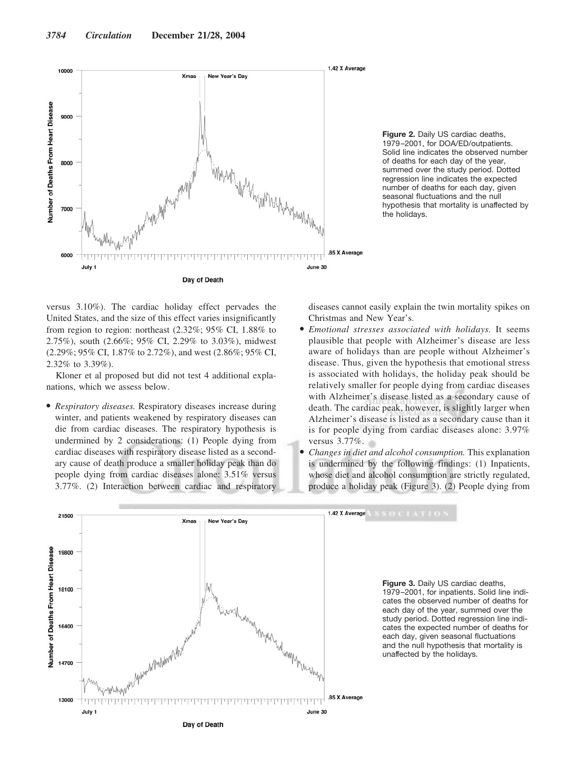Figure 2. Daily US cardiac deaths, 1979–2001, for DOA/ED/outpatients. Solid line indicates the observed number of deaths for each day of the year, summed over the study period. Dotted regression line indicates the expected number of deaths for each day, given seasonal fluctuations and the null hypothesis that mortality is unaffected by the holidays.

versus 3.10%). The cardiac holiday effect pervades the United States, and the size of this effect varies insignificantly from region to region: northeast (2.32%; 95% CI, 1.88% to 2.75%), south (2.66%; 95% CI, 2.29% to 3.03%), midwest (2.29%; 95% CI, 1.87% to 2.72%), and west (2.86%; 95% CI, 2.32% to 3.39%).

Kloner et al proposed but did not test 4 additional explanations, which we assess below.

- *Respiratory diseases.* Respiratory diseases increase during winter, and patients weakened by respiratory diseases can die from cardiac diseases. The respiratory hypothesis is undermined by 2 considerations: (1) People dying from cardiac diseases with respiratory disease listed as a secondary cause of death produce a smaller holiday peak than do people dying from cardiac diseases alone: 3.51% versus 3.77%. (2) Interaction between cardiac and respiratory diseases cannot easily explain the twin mortality spikes on Christmas and New Year's.
- *Emotional stresses associated with holidays.* It seems plausible that people with Alzheimer's disease are less aware of holidays than are people without Alzheimer's disease. Thus, given the hypothesis that emotional stress is associated with holidays, the holiday peak should be relatively smaller for people dying from cardiac diseases with Alzheimer's disease listed as a secondary cause of death. The cardiac peak, however, is slightly larger when Alzheimer's disease is listed as a secondary cause than it is for people dying from cardiac diseases alone: 3.97% versus 3.77%.
- *Changes in diet and alcohol consumption.* This explanation is undermined by the following findings: (1) Inpatients, whose diet and alcohol consumption are strictly regulated, produce a holiday peak (Figure 3). (2) People dying from

Figure 3. Daily US cardiac deaths, 1979–2001, for inpatients. Solid line indicates the observed number of deaths for each day of the year, summed over the study period. Dotted regression line indicates the expected number of deaths for each day, given seasonal fluctuations and the null hypothesis that mortality is unaffected by the holidays.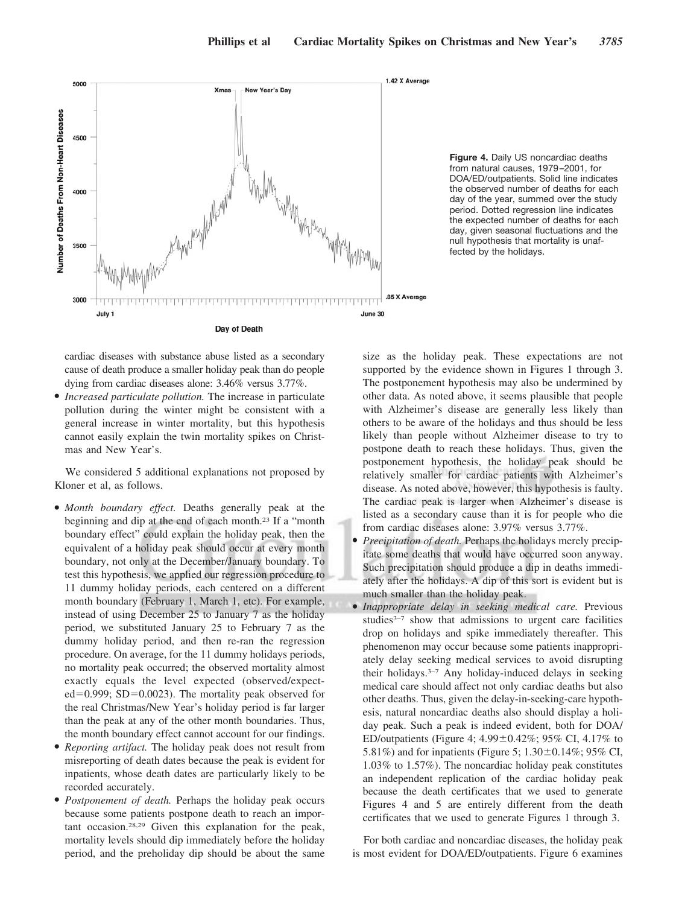5000

4500

4000

3500

3000

Xmas

New Year's Day

1.42 X Average

.85 X Average

Number of Deaths From Non-Heart Diseases

July 1

June 30

Day of Death

**Figure 4.** Daily US noncardiac deaths from natural causes, 1979–2001, for DOA/ED/outpatients. Solid line indicates the observed number of deaths for each day of the year, summed over the study period. Dotted regression line indicates the expected number of deaths for each day, given seasonal fluctuations and the null hypothesis that mortality is unaffected by the holidays.

cardiac diseases with substance abuse listed as a secondary cause of death produce a smaller holiday peak than do people dying from cardiac diseases alone: 3.46% versus 3.77%.

- *Increased particulate pollution.* The increase in particulate pollution during the winter might be consistent with a general increase in winter mortality, but this hypothesis cannot easily explain the twin mortality spikes on Christmas and New Year's.

We considered 5 additional explanations not proposed by Kloner et al, as follows.

- *Month boundary effect.* Deaths generally peak at the beginning and dip at the end of each month.[23] If a "month boundary effect" could explain the holiday peak, then the equivalent of a holiday peak should occur at every month boundary, not only at the December/January boundary. To test this hypothesis, we applied our regression procedure to 11 dummy holiday periods, each centered on a different month boundary (February 1, March 1, etc). For example, instead of using December 25 to January 7 as the holiday period, we substituted January 25 to February 7 as the dummy holiday period, and then re-ran the regression procedure. On average, for the 11 dummy holidays periods, no mortality peak occurred; the observed mortality almost exactly equals the level expected (observed/expected=0.999; SD=0.0023). The mortality peak observed for the real Christmas/New Year's holiday period is far larger than the peak at any of the other month boundaries. Thus, the month boundary effect cannot account for our findings.
- *Reporting artifact.* The holiday peak does not result from misreporting of death dates because the peak is evident for inpatients, whose death dates are particularly likely to be recorded accurately.
- *Postponement of death.* Perhaps the holiday peak occurs because some patients postpone death to reach an important occasion.[28,29] Given this explanation for the peak, mortality levels should dip immediately before the holiday period, and the preholiday dip should be about the same size as the holiday peak. These expectations are not supported by the evidence shown in Figures 1 through 3. The postponement hypothesis may also be undermined by other data. As noted above, it seems plausible that people with Alzheimer's disease are generally less likely than others to be aware of the holidays and thus should be less likely than people without Alzheimer disease to try to postpone death to reach these holidays. Thus, given the postponement hypothesis, the holiday peak should be relatively smaller for cardiac patients with Alzheimer's disease. As noted above, however, this hypothesis is faulty. The cardiac peak is larger when Alzheimer's disease is listed as a secondary cause than it is for people who die from cardiac diseases alone: 3.97% versus 3.77%.
- *Precipitation of death.* Perhaps the holidays merely precipitate some deaths that would have occurred soon anyway. Such precipitation should produce a dip in deaths immediately after the holidays. A dip of this sort is evident but is much smaller than the holiday peak.
- *Inappropriate delay in seeking medical care.* Previous studies[3–7] show that admissions to urgent care facilities drop on holidays and spike immediately thereafter. This phenomenon may occur because some patients inappropriately delay seeking medical services to avoid disrupting their holidays.[3–7] Any holiday-induced delays in seeking medical care should affect not only cardiac deaths but also other deaths. Thus, given the delay-in-seeking-care hypothesis, natural noncardiac deaths also should display a holiday peak. Such a peak is indeed evident, both for DOA/ED/outpatients (Figure 4; 4.99±0.42%; 95% CI, 4.17% to 5.81%) and for inpatients (Figure 5; 1.30±0.14%; 95% CI, 1.03% to 1.57%). The noncardiac holiday peak constitutes an independent replication of the cardiac holiday peak because the death certificates that we used to generate Figures 4 and 5 are entirely different from the death certificates that we used to generate Figures 1 through 3.

For both cardiac and noncardiac diseases, the holiday peak is most evident for DOA/ED/outpatients. Figure 6 examines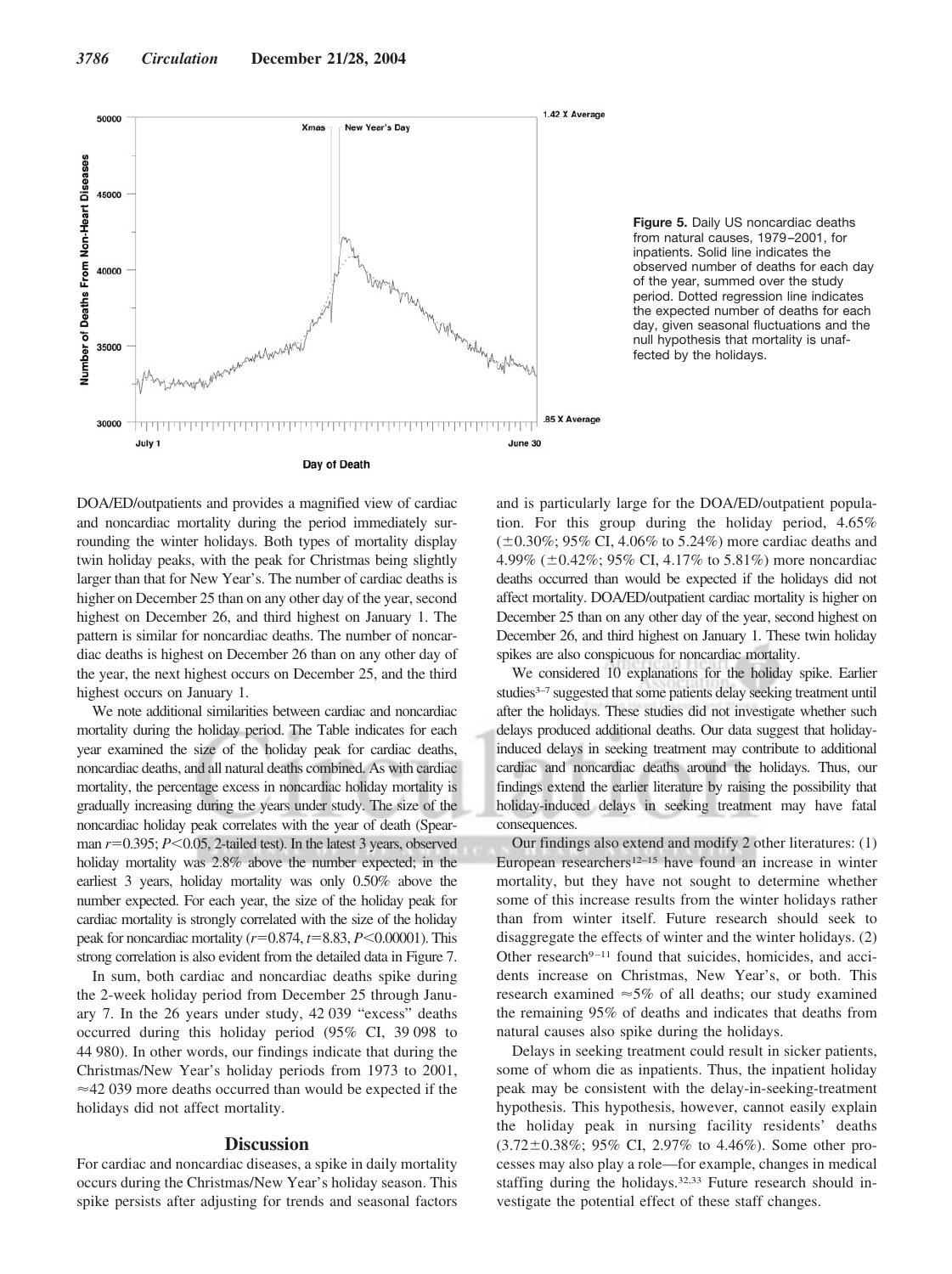**Figure 5.** Daily US noncardiac deaths from natural causes, 1979–2001, for inpatients. Solid line indicates the observed number of deaths for each day of the year, summed over the study period. Dotted regression line indicates the expected number of deaths for each day, given seasonal fluctuations and the null hypothesis that mortality is unaffected by the holidays.

DOA/ED/outpatients and provides a magnified view of cardiac and noncardiac mortality during the period immediately surrounding the winter holidays. Both types of mortality display twin holiday peaks, with the peak for Christmas being slightly larger than that for New Year's. The number of cardiac deaths is higher on December 25 than on any other day of the year, second highest on December 26, and third highest on January 1. The pattern is similar for noncardiac deaths. The number of noncardiac deaths is highest on December 26 than on any other day of the year, the next highest occurs on December 25, and the third highest occurs on January 1.

We note additional similarities between cardiac and noncardiac mortality during the holiday period. The Table indicates for each year examined the size of the holiday peak for cardiac deaths, noncardiac deaths, and all natural deaths combined. As with cardiac mortality, the percentage excess in noncardiac holiday mortality is gradually increasing during the years under study. The size of the noncardiac holiday peak correlates with the year of death (Spearman $r=0.395$; $P<0.05$, 2-tailed test). In the latest 3 years, observed holiday mortality was 2.8% above the number expected; in the earliest 3 years, holiday mortality was only 0.50% above the number expected. For each year, the size of the holiday peak for cardiac mortality is strongly correlated with the size of the holiday peak for noncardiac mortality ($r=0.874$, $t=8.83$, $P<0.00001$). This strong correlation is also evident from the detailed data in Figure 7.

In sum, both cardiac and noncardiac deaths spike during the 2-week holiday period from December 25 through January 7. In the 26 years under study, 42 039 "excess" deaths occurred during this holiday period (95% CI, 39 098 to 44 980). In other words, our findings indicate that during the Christmas/New Year's holiday periods from 1973 to 2001, ≈42 039 more deaths occurred than would be expected if the holidays did not affect mortality.

## Discussion

For cardiac and noncardiac diseases, a spike in daily mortality occurs during the Christmas/New Year's holiday season. This spike persists after adjusting for trends and seasonal factors and is particularly large for the DOA/ED/outpatient population. For this group during the holiday period, 4.65% (±0.30%; 95% CI, 4.06% to 5.24%) more cardiac deaths and 4.99% (±0.42%; 95% CI, 4.17% to 5.81%) more noncardiac deaths occurred than would be expected if the holidays did not affect mortality. DOA/ED/outpatient cardiac mortality is higher on December 25 than on any other day of the year, second highest on December 26, and third highest on January 1. These twin holiday spikes are also conspicuous for noncardiac mortality.

We considered 10 explanations for the holiday spike. Earlier studies[3–7] suggested that some patients delay seeking treatment until after the holidays. These studies did not investigate whether such delays produced additional deaths. Our data suggest that holiday-induced delays in seeking treatment may contribute to additional cardiac and noncardiac deaths around the holidays. Thus, our findings extend the earlier literature by raising the possibility that holiday-induced delays in seeking treatment may have fatal consequences.

Our findings also extend and modify 2 other literatures: (1) European researchers[12–15] have found an increase in winter mortality, but they have not sought to determine whether some of this increase results from the winter holidays rather than from winter itself. Future research should seek to disaggregate the effects of winter and the winter holidays. (2) Other research[9–11] found that suicides, homicides, and accidents increase on Christmas, New Year's, or both. This research examined ≈5% of all deaths; our study examined the remaining 95% of deaths and indicates that deaths from natural causes also spike during the holidays.

Delays in seeking treatment could result in sicker patients, some of whom die as inpatients. Thus, the inpatient holiday peak may be consistent with the delay-in-seeking-treatment hypothesis. This hypothesis, however, cannot easily explain the holiday peak in nursing facility residents' deaths (3.72±0.38%; 95% CI, 2.97% to 4.46%). Some other processes may also play a role—for example, changes in medical staffing during the holidays.[32,33] Future research should investigate the potential effect of these staff changes.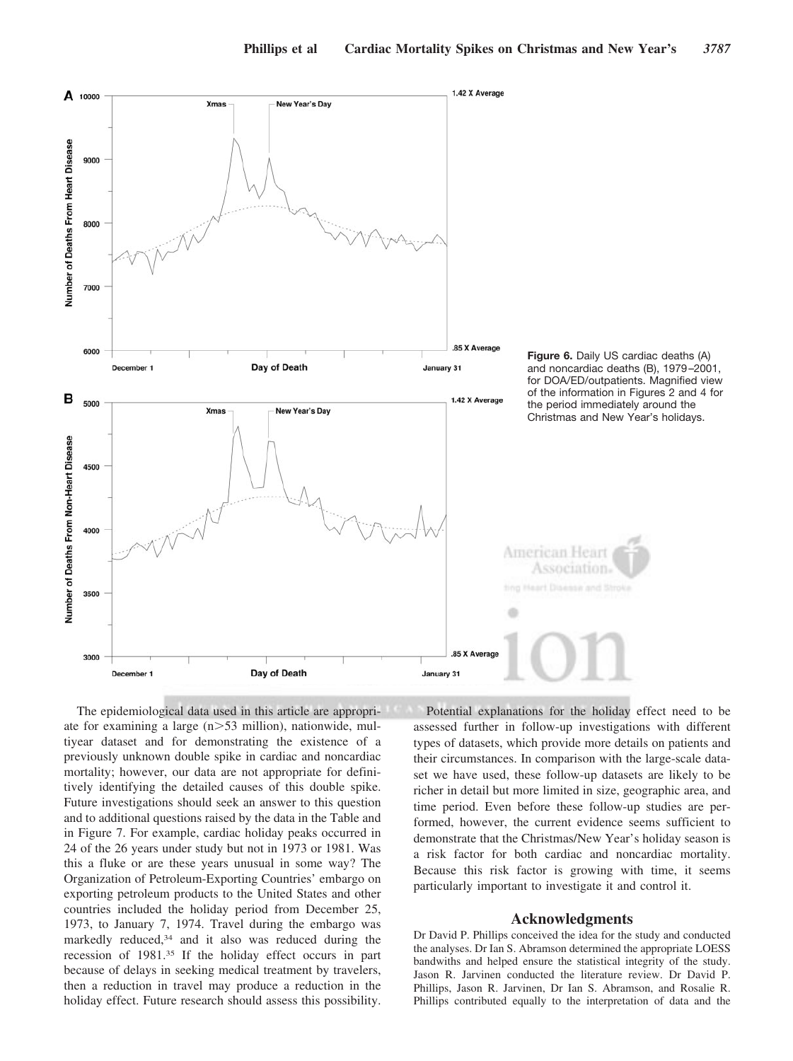Figure 6. Daily US cardiac deaths (A) and noncardiac deaths (B), 1979–2001, for DOA/ED/outpatients. Magnified view of the information in Figures 2 and 4 for the period immediately around the Christmas and New Year's holidays.

The epidemiological data used in this article are appropriate for examining a large (n>53 million), nationwide, multiyear dataset and for demonstrating the existence of a previously unknown double spike in cardiac and noncardiac mortality; however, our data are not appropriate for definitively identifying the detailed causes of this double spike. Future investigations should seek an answer to this question and to additional questions raised by the data in the Table and in Figure 7. For example, cardiac holiday peaks occurred in 24 of the 26 years under study but not in 1973 or 1981. Was this a fluke or are these years unusual in some way? The Organization of Petroleum-Exporting Countries' embargo on exporting petroleum products to the United States and other countries included the holiday period from December 25, 1973, to January 7, 1974. Travel during the embargo was markedly reduced,[34] and it also was reduced during the recession of 1981.[35] If the holiday effect occurs in part because of delays in seeking medical treatment by travelers, then a reduction in travel may produce a reduction in the holiday effect. Future research should assess this possibility.

Potential explanations for the holiday effect need to be assessed further in follow-up investigations with different types of datasets, which provide more details on patients and their circumstances. In comparison with the large-scale dataset we have used, these follow-up datasets are likely to be richer in detail but more limited in size, geographic area, and time period. Even before these follow-up studies are performed, however, the current evidence seems sufficient to demonstrate that the Christmas/New Year's holiday season is a risk factor for both cardiac and noncardiac mortality. Because this risk factor is growing with time, it seems particularly important to investigate it and control it.

## Acknowledgments

Dr David P. Phillips conceived the idea for the study and conducted the analyses. Dr Ian S. Abramson determined the appropriate LOESS bandwiths and helped ensure the statistical integrity of the study. Jason R. Jarvinen conducted the literature review. Dr David P. Phillips, Jason R. Jarvinen, Dr Ian S. Abramson, and Rosalie R. Phillips contributed equally to the interpretation of data and the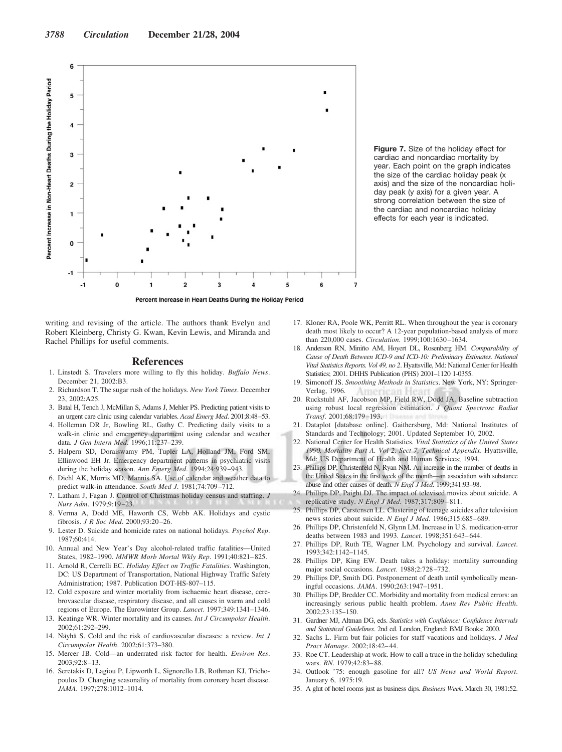Percent Increase in Non-Heart Deaths During the Holiday Period

6
5
4
3
2
1
0
-1

-1 0 1 2 3 4 5 6 7

Percent Increase in Heart Deaths During the Holiday Period

**Figure 7.** Size of the holiday effect for cardiac and noncardiac mortality by year. Each point on the graph indicates the size of the cardiac holiday peak (x axis) and the size of the noncardiac holiday peak (y axis) for a given year. A strong correlation between the size of the cardiac and noncardiac holiday effects for each year is indicated.

writing and revising of the article. The authors thank Evelyn and Robert Kleinberg, Christy G. Kwan, Kevin Lewis, and Miranda and Rachel Phillips for useful comments.

## References

1. Linstedt S. Travelers more willing to fly this holiday. *Buffalo News*. December 21, 2002:B3.
2. Richardson T. The sugar rush of the holidays. *New York Times*. December 23, 2002:A25.
3. Batal H, Tench J, McMillan S, Adams J, Mehler PS. Predicting patient visits to an urgent care clinic using calendar variables. *Acad Emerg Med*. 2001;8:48–53.
4. Holleman DR Jr, Bowling RL, Gathy C. Predicting daily visits to a walk-in clinic and emergency department using calendar and weather data. *J Gen Intern Med*. 1996;11:237–239.
5. Halpern SD, Doraiswamy PM, Tupler LA, Holland JM, Ford SM, Ellinwood EH Jr. Emergency department patterns in psychiatric visits during the holiday season. *Ann Emerg Med*. 1994;24:939–943.
6. Diehl AK, Morris MD, Mannis SA. Use of calendar and weather data to predict walk-in attendance. *South Med J*. 1981;74:709–712.
7. Latham J, Fagan J. Control of Christmas holiday census and staffing. *J Nurs Adm*. 1979;9:19–23.
8. Verma A, Dodd ME, Haworth CS, Webb AK. Holidays and cystic fibrosis. *J R Soc Med*. 2000;93:20–26.
9. Lester D. Suicide and homicide rates on national holidays. *Psychol Rep*. 1987;60:414.
10. Annual and New Year's Day alcohol-related traffic fatalities—United States, 1982–1990. *MMWR Morb Mortal Wkly Rep*. 1991;40:821–825.
11. Arnold R, Cerrelli EC. *Holiday Effect on Traffic Fatalities*. Washington, DC: US Department of Transportation, National Highway Traffic Safety Administration; 1987. Publication DOT-HS-807–115.
12. Cold exposure and winter mortality from ischaemic heart disease, cerebrovascular disease, respiratory disease, and all causes in warm and cold regions of Europe. The Eurowinter Group. *Lancet*. 1997;349:1341–1346.
13. Keatinge WR. Winter mortality and its causes. *Int J Circumpolar Health*. 2002;61:292–299.
14. Näyhä S. Cold and the risk of cardiovascular diseases: a review. *Int J Circumpolar Health*. 2002;61:373–380.
15. Mercer JB. Cold—an underrated risk factor for health. *Environ Res*. 2003;92:8–13.
16. Seretakis D, Lagiou P, Lipworth L, Signorello LB, Rothman KJ, Trichopoulos D. Changing seasonality of mortality from coronary heart disease. *JAMA*. 1997;278:1012–1014.
17. Kloner RA, Poole WK, Perritt RL. When throughout the year is coronary death most likely to occur? A 12-year population-based analysis of more than 220,000 cases. *Circulation*. 1999;100:1630–1634.
18. Anderson RN, Miniño AM, Hoyert DL, Rosenberg HM. *Comparability of Cause of Death Between ICD-9 and ICD-10: Preliminary Estimates. National Vital Statistics Reports. Vol 49, no 2*. Hyattsville, Md: National Center for Health Statistics; 2001. DHHS Publication (PHS) 2001–1120 1-0355.
19. Simonoff JS. *Smoothing Methods in Statistics*. New York, NY: Springer-Verlag, 1996.
20. Ruckstuhl AF, Jacobson MP, Field RW, Dodd JA. Baseline subtraction using robust local regression estimation. *J Quant Spectrosc Radiat Transf*. 2001;68:179–193.
21. Dataplot [database online]. Gaithersburg, Md: National Institutes of Standards and Technology; 2001. Updated September 10, 2002.
22. National Center for Health Statistics. *Vital Statistics of the United States 1990. Mortality Part A. Vol 2, Sect 7, Technical Appendix*. Hyattsville, Md: US Department of Health and Human Services; 1994.
23. Phillips DP, Christenfeld N, Ryan NM. An increase in the number of deaths in the United States in the first week of the month—an association with substance abuse and other causes of death. *N Engl J Med*. 1999;341:93–98.
24. Phillips DP, Paight DJ. The impact of televised movies about suicide. A replicative study. *N Engl J Med*. 1987;317:809–811.
25. Phillips DP, Carstensen LL. Clustering of teenage suicides after television news stories about suicide. *N Engl J Med*. 1986;315:685–689.
26. Phillips DP, Christenfeld N, Glynn LM. Increase in U.S. medication-error deaths between 1983 and 1993. *Lancet*. 1998;351:643–644.
27. Phillips DP, Ruth TE, Wagner LM. Psychology and survival. *Lancet*. 1993;342:1142–1145.
28. Phillips DP, King EW. Death takes a holiday: mortality surrounding major social occasions. *Lancet*. 1988;2:728–732.
29. Phillips DP, Smith DG. Postponement of death until symbolically meaningful occasions. *JAMA*. 1990;263:1947–1951.
30. Phillips DP, Bredder CC. Morbidity and mortality from medical errors: an increasingly serious public health problem. *Annu Rev Public Health*. 2002;23:135–150.
31. Gardner MJ, Altman DG, eds. *Statistics with Confidence: Confidence Intervals and Statistical Guidelines*. 2nd ed. London, England: BMJ Books; 2000.
32. Sachs L. Firm but fair policies for staff vacations and holidays. *J Med Pract Manage*. 2002;18:42–44.
33. Roe CT. Leadership at work. How to call a truce in the holiday scheduling wars. *RN*. 1979;42:83–88.
34. Outlook '75: enough gasoline for all? *US News and World Report*. January 6, 1975:19.
35. A glut of hotel rooms just as business dips. *Business Week*. March 30, 1981:52.